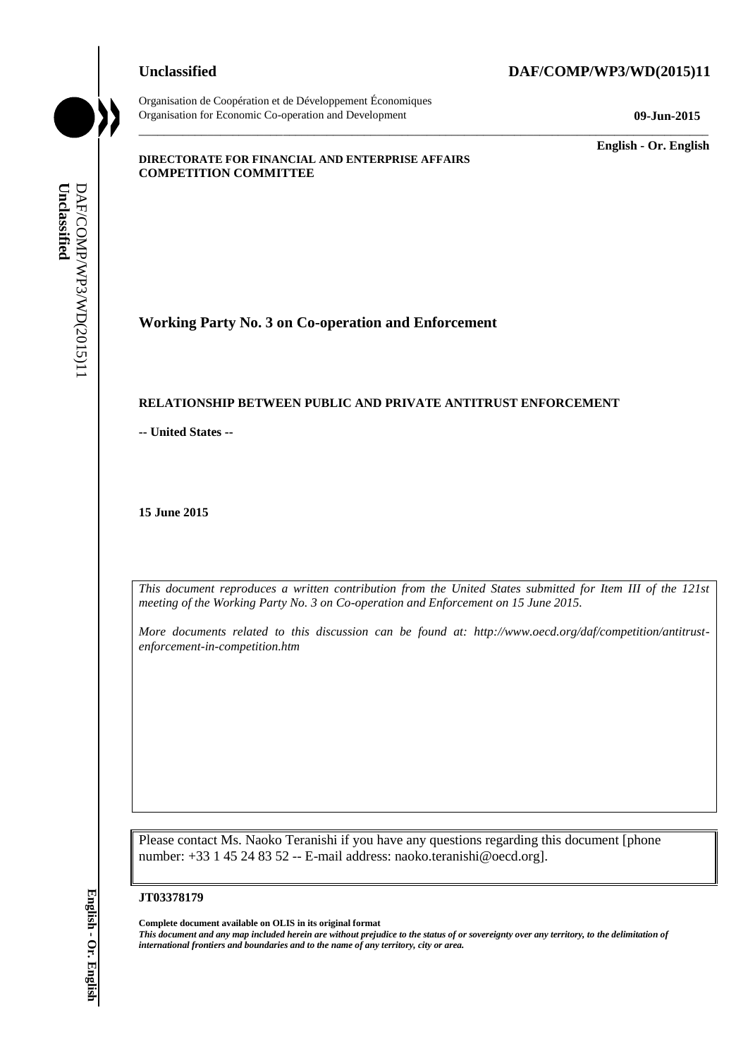**Unclassified** **DAF/COMP/WP3/WD(2015)11**

Organisation de Coopération et de Développement Économiques
Organisation for Economic Co-operation and Development **09-Jun-2015**

**English - Or. English**

**DIRECTORATE FOR FINANCIAL AND ENTERPRISE AFFAIRS**
**COMPETITION COMMITTEE**

## Working Party No. 3 on Co-operation and Enforcement

**RELATIONSHIP BETWEEN PUBLIC AND PRIVATE ANTITRUST ENFORCEMENT**

**-- United States --**

**15 June 2015**

*This document reproduces a written contribution from the United States submitted for Item III of the 121st meeting of the Working Party No. 3 on Co-operation and Enforcement on 15 June 2015.*

*More documents related to this discussion can be found at: http://www.oecd.org/daf/competition/antitrust-enforcement-in-competition.htm*

Please contact Ms. Naoko Teranishi if you have any questions regarding this document [phone number: +33 1 45 24 83 52 -- E-mail address: naoko.teranishi@oecd.org].

**JT03378179**

**Complete document available on OLIS in its original format**
***This document and any map included herein are without prejudice to the status of or sovereignty over any territory, to the delimitation of international frontiers and boundaries and to the name of any territory, city or area.***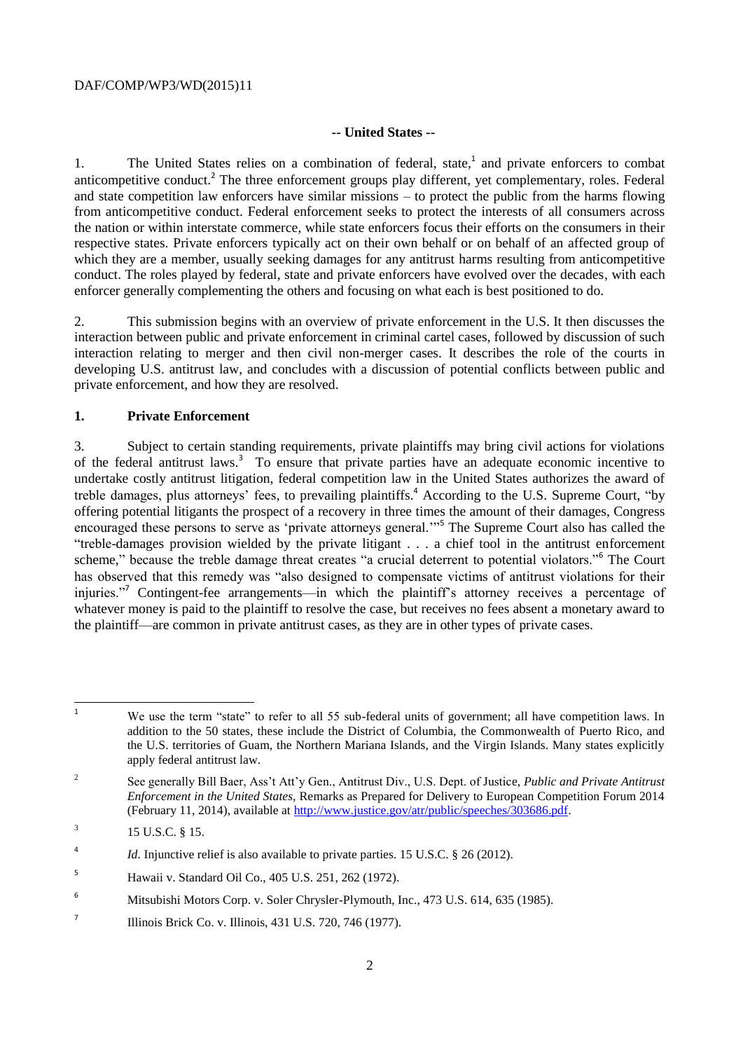**-- United States --**

1. The United States relies on a combination of federal, state,[1] and private enforcers to combat anticompetitive conduct.[2] The three enforcement groups play different, yet complementary, roles. Federal and state competition law enforcers have similar missions – to protect the public from the harms flowing from anticompetitive conduct. Federal enforcement seeks to protect the interests of all consumers across the nation or within interstate commerce, while state enforcers focus their efforts on the consumers in their respective states. Private enforcers typically act on their own behalf or on behalf of an affected group of which they are a member, usually seeking damages for any antitrust harms resulting from anticompetitive conduct. The roles played by federal, state and private enforcers have evolved over the decades, with each enforcer generally complementing the others and focusing on what each is best positioned to do.

2. This submission begins with an overview of private enforcement in the U.S. It then discusses the interaction between public and private enforcement in criminal cartel cases, followed by discussion of such interaction relating to merger and then civil non-merger cases. It describes the role of the courts in developing U.S. antitrust law, and concludes with a discussion of potential conflicts between public and private enforcement, and how they are resolved.

## 1. Private Enforcement

3. Subject to certain standing requirements, private plaintiffs may bring civil actions for violations of the federal antitrust laws.[3] To ensure that private parties have an adequate economic incentive to undertake costly antitrust litigation, federal competition law in the United States authorizes the award of treble damages, plus attorneys' fees, to prevailing plaintiffs.[4] According to the U.S. Supreme Court, "by offering potential litigants the prospect of a recovery in three times the amount of their damages, Congress encouraged these persons to serve as 'private attorneys general.'"[5] The Supreme Court also has called the "treble-damages provision wielded by the private litigant . . . a chief tool in the antitrust enforcement scheme," because the treble damage threat creates "a crucial deterrent to potential violators."[6] The Court has observed that this remedy was "also designed to compensate victims of antitrust violations for their injuries."[7] Contingent-fee arrangements—in which the plaintiff's attorney receives a percentage of whatever money is paid to the plaintiff to resolve the case, but receives no fees absent a monetary award to the plaintiff—are common in private antitrust cases, as they are in other types of private cases.

---

[1] We use the term "state" to refer to all 55 sub-federal units of government; all have competition laws. In addition to the 50 states, these include the District of Columbia, the Commonwealth of Puerto Rico, and the U.S. territories of Guam, the Northern Mariana Islands, and the Virgin Islands. Many states explicitly apply federal antitrust law.

[2] See generally Bill Baer, Ass't Att'y Gen., Antitrust Div., U.S. Dept. of Justice, *Public and Private Antitrust Enforcement in the United States*, Remarks as Prepared for Delivery to European Competition Forum 2014 (February 11, 2014), available at http://www.justice.gov/atr/public/speeches/303686.pdf.

[3] 15 U.S.C. § 15.

[4] *Id*. Injunctive relief is also available to private parties. 15 U.S.C. § 26 (2012).

[5] Hawaii v. Standard Oil Co., 405 U.S. 251, 262 (1972).

[6] Mitsubishi Motors Corp. v. Soler Chrysler-Plymouth, Inc., 473 U.S. 614, 635 (1985).

[7] Illinois Brick Co. v. Illinois, 431 U.S. 720, 746 (1977).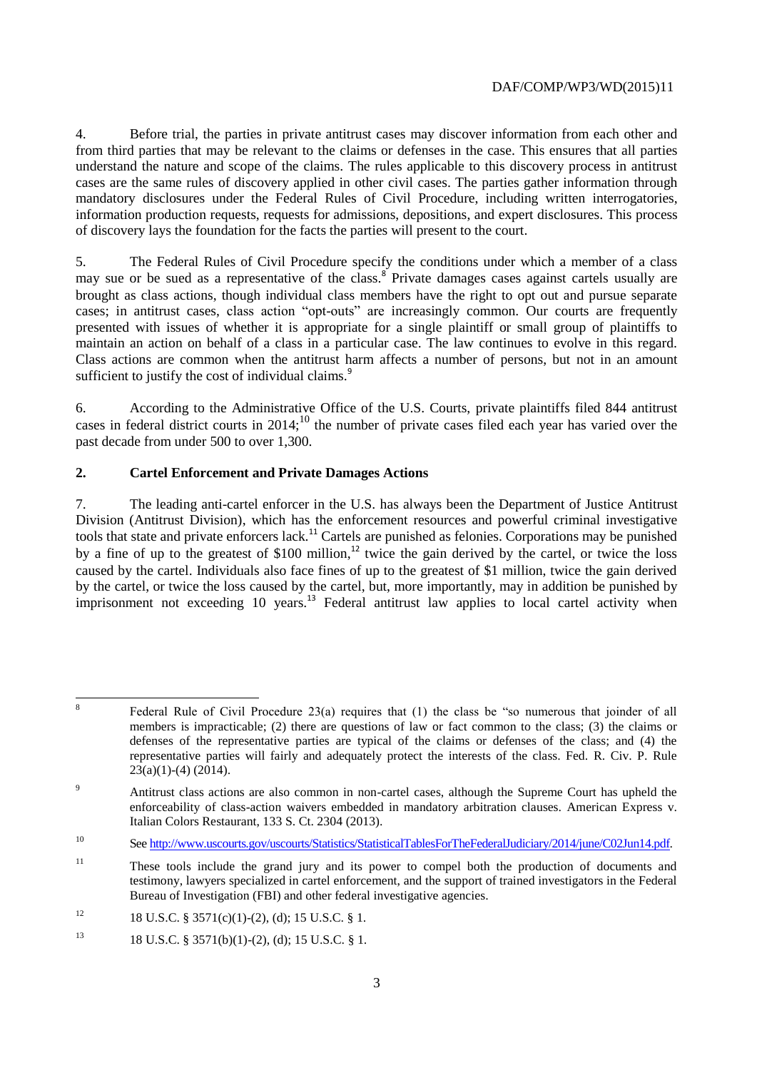4. Before trial, the parties in private antitrust cases may discover information from each other and from third parties that may be relevant to the claims or defenses in the case. This ensures that all parties understand the nature and scope of the claims. The rules applicable to this discovery process in antitrust cases are the same rules of discovery applied in other civil cases. The parties gather information through mandatory disclosures under the Federal Rules of Civil Procedure, including written interrogatories, information production requests, requests for admissions, depositions, and expert disclosures. This process of discovery lays the foundation for the facts the parties will present to the court.

5. The Federal Rules of Civil Procedure specify the conditions under which a member of a class may sue or be sued as a representative of the class.[8] Private damages cases against cartels usually are brought as class actions, though individual class members have the right to opt out and pursue separate cases; in antitrust cases, class action "opt-outs" are increasingly common. Our courts are frequently presented with issues of whether it is appropriate for a single plaintiff or small group of plaintiffs to maintain an action on behalf of a class in a particular case. The law continues to evolve in this regard. Class actions are common when the antitrust harm affects a number of persons, but not in an amount sufficient to justify the cost of individual claims.[9]

6. According to the Administrative Office of the U.S. Courts, private plaintiffs filed 844 antitrust cases in federal district courts in 2014;[10] the number of private cases filed each year has varied over the past decade from under 500 to over 1,300.

## 2. Cartel Enforcement and Private Damages Actions

7. The leading anti-cartel enforcer in the U.S. has always been the Department of Justice Antitrust Division (Antitrust Division), which has the enforcement resources and powerful criminal investigative tools that state and private enforcers lack.[11] Cartels are punished as felonies. Corporations may be punished by a fine of up to the greatest of $100 million,[12] twice the gain derived by the cartel, or twice the loss caused by the cartel. Individuals also face fines of up to the greatest of $1 million, twice the gain derived by the cartel, or twice the loss caused by the cartel, but, more importantly, may in addition be punished by imprisonment not exceeding 10 years.[13] Federal antitrust law applies to local cartel activity when

---

[8] Federal Rule of Civil Procedure 23(a) requires that (1) the class be "so numerous that joinder of all members is impracticable; (2) there are questions of law or fact common to the class; (3) the claims or defenses of the representative parties are typical of the claims or defenses of the class; and (4) the representative parties will fairly and adequately protect the interests of the class. Fed. R. Civ. P. Rule 23(a)(1)-(4) (2014).

[9] Antitrust class actions are also common in non-cartel cases, although the Supreme Court has upheld the enforceability of class-action waivers embedded in mandatory arbitration clauses. American Express v. Italian Colors Restaurant, 133 S. Ct. 2304 (2013).

[10] See http://www.uscourts.gov/uscourts/Statistics/StatisticalTablesForTheFederalJudiciary/2014/june/C02Jun14.pdf.

[11] These tools include the grand jury and its power to compel both the production of documents and testimony, lawyers specialized in cartel enforcement, and the support of trained investigators in the Federal Bureau of Investigation (FBI) and other federal investigative agencies.

[12] 18 U.S.C. § 3571(c)(1)-(2), (d); 15 U.S.C. § 1.

[13] 18 U.S.C. § 3571(b)(1)-(2), (d); 15 U.S.C. § 1.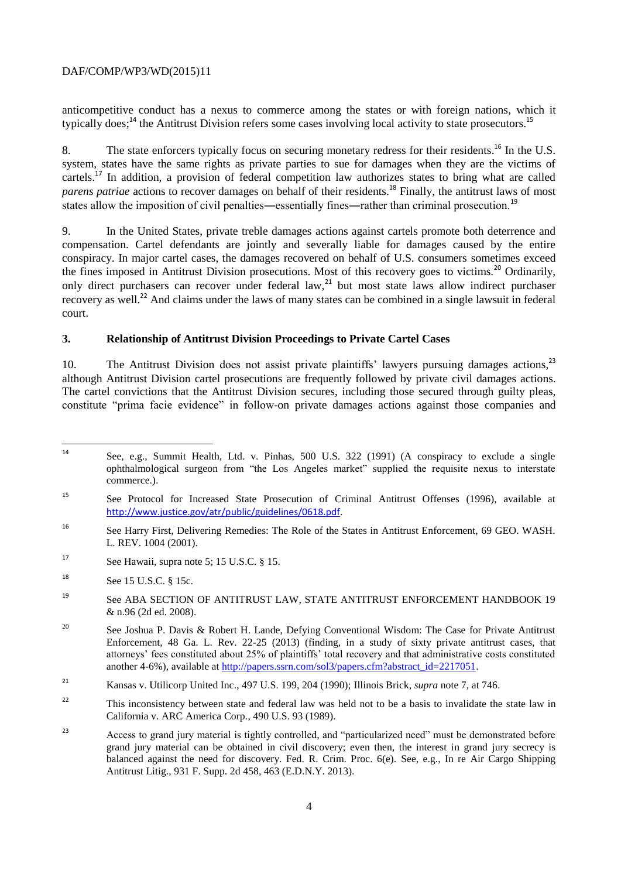anticompetitive conduct has a nexus to commerce among the states or with foreign nations, which it typically does;[14] the Antitrust Division refers some cases involving local activity to state prosecutors.[15]

8. The state enforcers typically focus on securing monetary redress for their residents.[16] In the U.S. system, states have the same rights as private parties to sue for damages when they are the victims of cartels.[17] In addition, a provision of federal competition law authorizes states to bring what are called *parens patriae* actions to recover damages on behalf of their residents.[18] Finally, the antitrust laws of most states allow the imposition of civil penalties—essentially fines—rather than criminal prosecution.[19]

9. In the United States, private treble damages actions against cartels promote both deterrence and compensation. Cartel defendants are jointly and severally liable for damages caused by the entire conspiracy. In major cartel cases, the damages recovered on behalf of U.S. consumers sometimes exceed the fines imposed in Antitrust Division prosecutions. Most of this recovery goes to victims.[20] Ordinarily, only direct purchasers can recover under federal law,[21] but most state laws allow indirect purchaser recovery as well.[22] And claims under the laws of many states can be combined in a single lawsuit in federal court.

### 3. Relationship of Antitrust Division Proceedings to Private Cartel Cases

10. The Antitrust Division does not assist private plaintiffs' lawyers pursuing damages actions,[23] although Antitrust Division cartel prosecutions are frequently followed by private civil damages actions. The cartel convictions that the Antitrust Division secures, including those secured through guilty pleas, constitute "prima facie evidence" in follow-on private damages actions against those companies and

---

[14] See, e.g., Summit Health, Ltd. v. Pinhas, 500 U.S. 322 (1991) (A conspiracy to exclude a single ophthalmological surgeon from "the Los Angeles market" supplied the requisite nexus to interstate commerce.).

[15] See Protocol for Increased State Prosecution of Criminal Antitrust Offenses (1996), available at http://www.justice.gov/atr/public/guidelines/0618.pdf.

[16] See Harry First, Delivering Remedies: The Role of the States in Antitrust Enforcement, 69 GEO. WASH. L. REV. 1004 (2001).

[17] See Hawaii, supra note 5; 15 U.S.C. § 15.

[18] See 15 U.S.C. § 15c.

[19] See ABA SECTION OF ANTITRUST LAW, STATE ANTITRUST ENFORCEMENT HANDBOOK 19 & n.96 (2d ed. 2008).

[20] See Joshua P. Davis & Robert H. Lande, Defying Conventional Wisdom: The Case for Private Antitrust Enforcement, 48 Ga. L. Rev. 22-25 (2013) (finding, in a study of sixty private antitrust cases, that attorneys' fees constituted about 25% of plaintiffs' total recovery and that administrative costs constituted another 4-6%), available at http://papers.ssrn.com/sol3/papers.cfm?abstract_id=2217051.

[21] Kansas v. Utilicorp United Inc., 497 U.S. 199, 204 (1990); Illinois Brick, *supra* note 7, at 746.

[22] This inconsistency between state and federal law was held not to be a basis to invalidate the state law in California v. ARC America Corp., 490 U.S. 93 (1989).

[23] Access to grand jury material is tightly controlled, and "particularized need" must be demonstrated before grand jury material can be obtained in civil discovery; even then, the interest in grand jury secrecy is balanced against the need for discovery. Fed. R. Crim. Proc. 6(e). See, e.g., In re Air Cargo Shipping Antitrust Litig., 931 F. Supp. 2d 458, 463 (E.D.N.Y. 2013).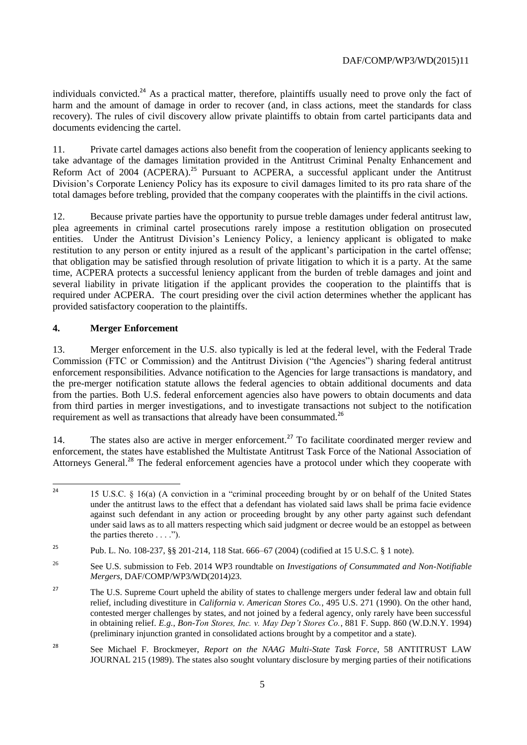individuals convicted.[24] As a practical matter, therefore, plaintiffs usually need to prove only the fact of harm and the amount of damage in order to recover (and, in class actions, meet the standards for class recovery). The rules of civil discovery allow private plaintiffs to obtain from cartel participants data and documents evidencing the cartel.

11. Private cartel damages actions also benefit from the cooperation of leniency applicants seeking to take advantage of the damages limitation provided in the Antitrust Criminal Penalty Enhancement and Reform Act of 2004 (ACPERA).[25] Pursuant to ACPERA, a successful applicant under the Antitrust Division's Corporate Leniency Policy has its exposure to civil damages limited to its pro rata share of the total damages before trebling, provided that the company cooperates with the plaintiffs in the civil actions.

12. Because private parties have the opportunity to pursue treble damages under federal antitrust law, plea agreements in criminal cartel prosecutions rarely impose a restitution obligation on prosecuted entities. Under the Antitrust Division's Leniency Policy, a leniency applicant is obligated to make restitution to any person or entity injured as a result of the applicant's participation in the cartel offense; that obligation may be satisfied through resolution of private litigation to which it is a party. At the same time, ACPERA protects a successful leniency applicant from the burden of treble damages and joint and several liability in private litigation if the applicant provides the cooperation to the plaintiffs that is required under ACPERA. The court presiding over the civil action determines whether the applicant has provided satisfactory cooperation to the plaintiffs.

## 4. Merger Enforcement

13. Merger enforcement in the U.S. also typically is led at the federal level, with the Federal Trade Commission (FTC or Commission) and the Antitrust Division ("the Agencies") sharing federal antitrust enforcement responsibilities. Advance notification to the Agencies for large transactions is mandatory, and the pre-merger notification statute allows the federal agencies to obtain additional documents and data from the parties. Both U.S. federal enforcement agencies also have powers to obtain documents and data from third parties in merger investigations, and to investigate transactions not subject to the notification requirement as well as transactions that already have been consummated.[26]

14. The states also are active in merger enforcement.[27] To facilitate coordinated merger review and enforcement, the states have established the Multistate Antitrust Task Force of the National Association of Attorneys General.[28] The federal enforcement agencies have a protocol under which they cooperate with

---

[24] 15 U.S.C. § 16(a) (A conviction in a "criminal proceeding brought by or on behalf of the United States under the antitrust laws to the effect that a defendant has violated said laws shall be prima facie evidence against such defendant in any action or proceeding brought by any other party against such defendant under said laws as to all matters respecting which said judgment or decree would be an estoppel as between the parties thereto . . . .").

[25] Pub. L. No. 108-237, §§ 201-214, 118 Stat. 666–67 (2004) (codified at 15 U.S.C. § 1 note).

[26] See U.S. submission to Feb. 2014 WP3 roundtable on *Investigations of Consummated and Non-Notifiable Mergers*, DAF/COMP/WP3/WD(2014)23.

[27] The U.S. Supreme Court upheld the ability of states to challenge mergers under federal law and obtain full relief, including divestiture in *California v. American Stores Co.*, 495 U.S. 271 (1990). On the other hand, contested merger challenges by states, and not joined by a federal agency, only rarely have been successful in obtaining relief. *E.g.*, *Bon-Ton Stores, Inc. v. May Dep't Stores Co.*, 881 F. Supp. 860 (W.D.N.Y. 1994) (preliminary injunction granted in consolidated actions brought by a competitor and a state).

[28] See Michael F. Brockmeyer, *Report on the NAAG Multi-State Task Force*, 58 ANTITRUST LAW JOURNAL 215 (1989). The states also sought voluntary disclosure by merging parties of their notifications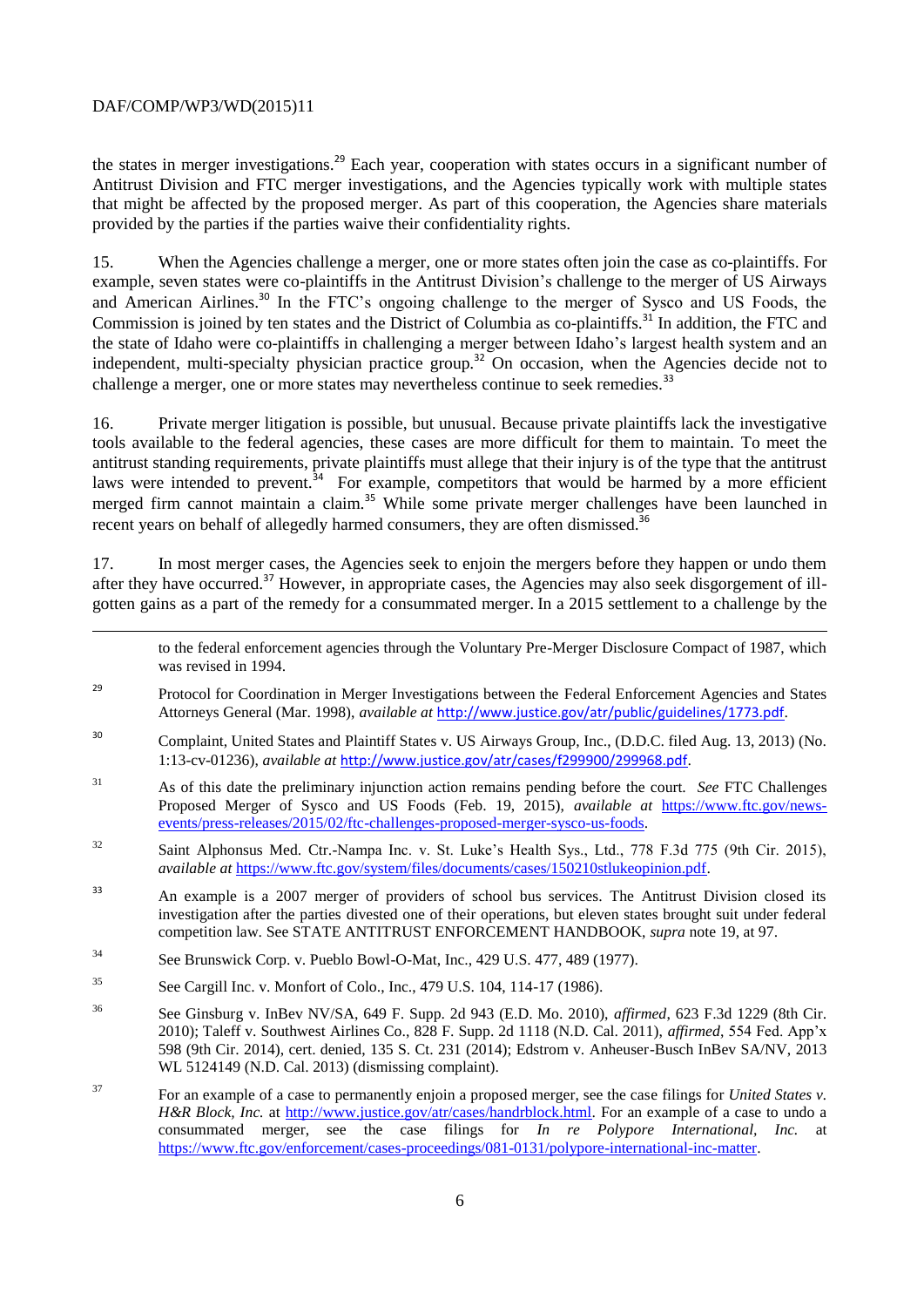the states in merger investigations.[29] Each year, cooperation with states occurs in a significant number of Antitrust Division and FTC merger investigations, and the Agencies typically work with multiple states that might be affected by the proposed merger. As part of this cooperation, the Agencies share materials provided by the parties if the parties waive their confidentiality rights.

15. When the Agencies challenge a merger, one or more states often join the case as co-plaintiffs. For example, seven states were co-plaintiffs in the Antitrust Division's challenge to the merger of US Airways and American Airlines.[30] In the FTC's ongoing challenge to the merger of Sysco and US Foods, the Commission is joined by ten states and the District of Columbia as co-plaintiffs.[31] In addition, the FTC and the state of Idaho were co-plaintiffs in challenging a merger between Idaho's largest health system and an independent, multi-specialty physician practice group.[32] On occasion, when the Agencies decide not to challenge a merger, one or more states may nevertheless continue to seek remedies.[33]

16. Private merger litigation is possible, but unusual. Because private plaintiffs lack the investigative tools available to the federal agencies, these cases are more difficult for them to maintain. To meet the antitrust standing requirements, private plaintiffs must allege that their injury is of the type that the antitrust laws were intended to prevent.[34] For example, competitors that would be harmed by a more efficient merged firm cannot maintain a claim.[35] While some private merger challenges have been launched in recent years on behalf of allegedly harmed consumers, they are often dismissed.[36]

17. In most merger cases, the Agencies seek to enjoin the mergers before they happen or undo them after they have occurred.[37] However, in appropriate cases, the Agencies may also seek disgorgement of ill-gotten gains as a part of the remedy for a consummated merger. In a 2015 settlement to a challenge by the

---

to the federal enforcement agencies through the Voluntary Pre-Merger Disclosure Compact of 1987, which was revised in 1994.

[29] Protocol for Coordination in Merger Investigations between the Federal Enforcement Agencies and States Attorneys General (Mar. 1998), *available at* http://www.justice.gov/atr/public/guidelines/1773.pdf.

[30] Complaint, United States and Plaintiff States v. US Airways Group, Inc., (D.D.C. filed Aug. 13, 2013) (No. 1:13-cv-01236), *available at* http://www.justice.gov/atr/cases/f299900/299968.pdf.

[31] As of this date the preliminary injunction action remains pending before the court. *See* FTC Challenges Proposed Merger of Sysco and US Foods (Feb. 19, 2015), *available at* https://www.ftc.gov/news-events/press-releases/2015/02/ftc-challenges-proposed-merger-sysco-us-foods.

[32] Saint Alphonsus Med. Ctr.-Nampa Inc. v. St. Luke's Health Sys., Ltd., 778 F.3d 775 (9th Cir. 2015), *available at* https://www.ftc.gov/system/files/documents/cases/150210stlukeopinion.pdf.

[33] An example is a 2007 merger of providers of school bus services. The Antitrust Division closed its investigation after the parties divested one of their operations, but eleven states brought suit under federal competition law. See STATE ANTITRUST ENFORCEMENT HANDBOOK, *supra* note 19, at 97.

[34] See Brunswick Corp. v. Pueblo Bowl-O-Mat, Inc., 429 U.S. 477, 489 (1977).

[35] See Cargill Inc. v. Monfort of Colo., Inc., 479 U.S. 104, 114-17 (1986).

[36] See Ginsburg v. InBev NV/SA, 649 F. Supp. 2d 943 (E.D. Mo. 2010), *affirmed*, 623 F.3d 1229 (8th Cir. 2010); Taleff v. Southwest Airlines Co., 828 F. Supp. 2d 1118 (N.D. Cal. 2011), *affirmed*, 554 Fed. App'x 598 (9th Cir. 2014), cert. denied, 135 S. Ct. 231 (2014); Edstrom v. Anheuser-Busch InBev SA/NV, 2013 WL 5124149 (N.D. Cal. 2013) (dismissing complaint).

[37] For an example of a case to permanently enjoin a proposed merger, see the case filings for *United States v. H&R Block, Inc.* at http://www.justice.gov/atr/cases/handrblock.html. For an example of a case to undo a consummated merger, see the case filings for *In re Polypore International, Inc.* at https://www.ftc.gov/enforcement/cases-proceedings/081-0131/polypore-international-inc-matter.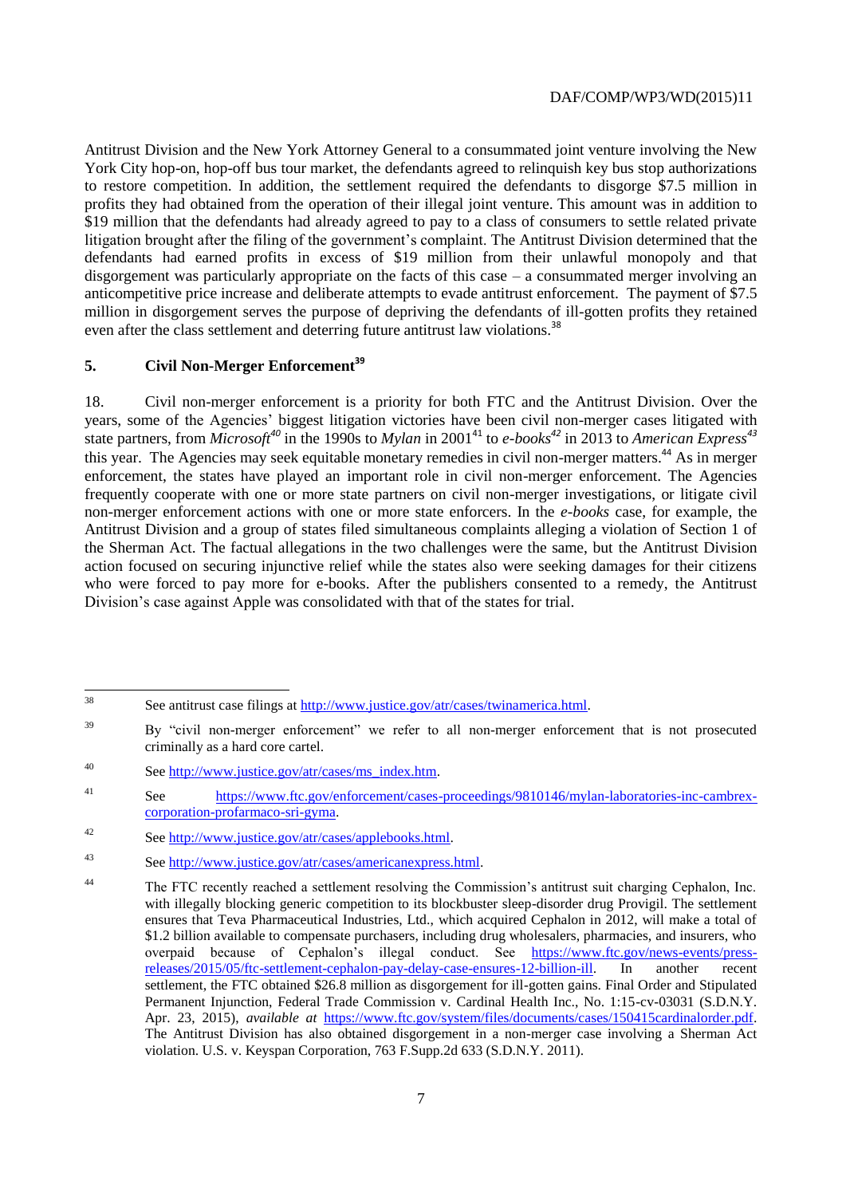Antitrust Division and the New York Attorney General to a consummated joint venture involving the New York City hop-on, hop-off bus tour market, the defendants agreed to relinquish key bus stop authorizations to restore competition. In addition, the settlement required the defendants to disgorge $7.5 million in profits they had obtained from the operation of their illegal joint venture. This amount was in addition to $19 million that the defendants had already agreed to pay to a class of consumers to settle related private litigation brought after the filing of the government's complaint. The Antitrust Division determined that the defendants had earned profits in excess of $19 million from their unlawful monopoly and that disgorgement was particularly appropriate on the facts of this case – a consummated merger involving an anticompetitive price increase and deliberate attempts to evade antitrust enforcement. The payment of $7.5 million in disgorgement serves the purpose of depriving the defendants of ill-gotten profits they retained even after the class settlement and deterring future antitrust law violations.[38]

## 5. Civil Non-Merger Enforcement[39]

18. Civil non-merger enforcement is a priority for both FTC and the Antitrust Division. Over the years, some of the Agencies' biggest litigation victories have been civil non-merger cases litigated with state partners, from *Microsoft*[40] in the 1990s to *Mylan* in 2001[41] to *e-books*[42] in 2013 to *American Express*[43] this year. The Agencies may seek equitable monetary remedies in civil non-merger matters.[44] As in merger enforcement, the states have played an important role in civil non-merger enforcement. The Agencies frequently cooperate with one or more state partners on civil non-merger investigations, or litigate civil non-merger enforcement actions with one or more state enforcers. In the *e-books* case, for example, the Antitrust Division and a group of states filed simultaneous complaints alleging a violation of Section 1 of the Sherman Act. The factual allegations in the two challenges were the same, but the Antitrust Division action focused on securing injunctive relief while the states also were seeking damages for their citizens who were forced to pay more for e-books. After the publishers consented to a remedy, the Antitrust Division's case against Apple was consolidated with that of the states for trial.

---

[38] See antitrust case filings at http://www.justice.gov/atr/cases/twinamerica.html.

[39] By "civil non-merger enforcement" we refer to all non-merger enforcement that is not prosecuted criminally as a hard core cartel.

[40] See http://www.justice.gov/atr/cases/ms_index.htm.

[41] See https://www.ftc.gov/enforcement/cases-proceedings/9810146/mylan-laboratories-inc-cambrex-corporation-profarmaco-sri-gyma.

[42] See http://www.justice.gov/atr/cases/applebooks.html.

[43] See http://www.justice.gov/atr/cases/americanexpress.html.

[44] The FTC recently reached a settlement resolving the Commission's antitrust suit charging Cephalon, Inc. with illegally blocking generic competition to its blockbuster sleep-disorder drug Provigil. The settlement ensures that Teva Pharmaceutical Industries, Ltd., which acquired Cephalon in 2012, will make a total of $1.2 billion available to compensate purchasers, including drug wholesalers, pharmacies, and insurers, who overpaid because of Cephalon's illegal conduct. See https://www.ftc.gov/news-events/press-releases/2015/05/ftc-settlement-cephalon-pay-delay-case-ensures-12-billion-ill. In another recent settlement, the FTC obtained $26.8 million as disgorgement for ill-gotten gains. Final Order and Stipulated Permanent Injunction, Federal Trade Commission v. Cardinal Health Inc., No. 1:15-cv-03031 (S.D.N.Y. Apr. 23, 2015), *available at* https://www.ftc.gov/system/files/documents/cases/150415cardinalorder.pdf. The Antitrust Division has also obtained disgorgement in a non-merger case involving a Sherman Act violation. U.S. v. Keyspan Corporation, 763 F.Supp.2d 633 (S.D.N.Y. 2011).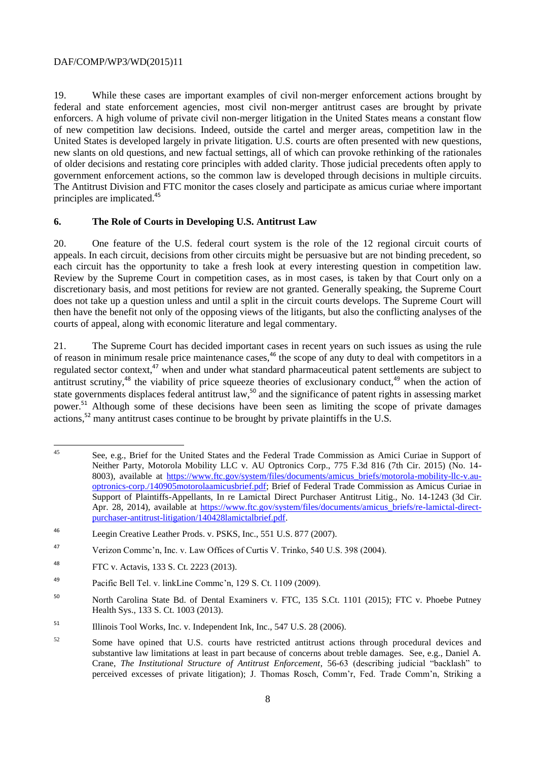19. While these cases are important examples of civil non-merger enforcement actions brought by federal and state enforcement agencies, most civil non-merger antitrust cases are brought by private enforcers. A high volume of private civil non-merger litigation in the United States means a constant flow of new competition law decisions. Indeed, outside the cartel and merger areas, competition law in the United States is developed largely in private litigation. U.S. courts are often presented with new questions, new slants on old questions, and new factual settings, all of which can provoke rethinking of the rationales of older decisions and restating core principles with added clarity. Those judicial precedents often apply to government enforcement actions, so the common law is developed through decisions in multiple circuits. The Antitrust Division and FTC monitor the cases closely and participate as amicus curiae where important principles are implicated.[45]

## 6. The Role of Courts in Developing U.S. Antitrust Law

20. One feature of the U.S. federal court system is the role of the 12 regional circuit courts of appeals. In each circuit, decisions from other circuits might be persuasive but are not binding precedent, so each circuit has the opportunity to take a fresh look at every interesting question in competition law. Review by the Supreme Court in competition cases, as in most cases, is taken by that Court only on a discretionary basis, and most petitions for review are not granted. Generally speaking, the Supreme Court does not take up a question unless and until a split in the circuit courts develops. The Supreme Court will then have the benefit not only of the opposing views of the litigants, but also the conflicting analyses of the courts of appeal, along with economic literature and legal commentary.

21. The Supreme Court has decided important cases in recent years on such issues as using the rule of reason in minimum resale price maintenance cases,[46] the scope of any duty to deal with competitors in a regulated sector context,[47] when and under what standard pharmaceutical patent settlements are subject to antitrust scrutiny,[48] the viability of price squeeze theories of exclusionary conduct,[49] when the action of state governments displaces federal antitrust law,[50] and the significance of patent rights in assessing market power.[51] Although some of these decisions have been seen as limiting the scope of private damages actions,[52] many antitrust cases continue to be brought by private plaintiffs in the U.S.

---

[45] See, e.g., Brief for the United States and the Federal Trade Commission as Amici Curiae in Support of Neither Party, Motorola Mobility LLC v. AU Optronics Corp., 775 F.3d 816 (7th Cir. 2015) (No. 14-8003), available at https://www.ftc.gov/system/files/documents/amicus_briefs/motorola-mobility-llc-v.au-optronics-corp./140905motorolaamicusbrief.pdf; Brief of Federal Trade Commission as Amicus Curiae in Support of Plaintiffs-Appellants, In re Lamictal Direct Purchaser Antitrust Litig., No. 14-1243 (3d Cir. Apr. 28, 2014), available at https://www.ftc.gov/system/files/documents/amicus_briefs/re-lamictal-direct-purchaser-antitrust-litigation/140428lamictalbrief.pdf.

[46] Leegin Creative Leather Prods. v. PSKS, Inc., 551 U.S. 877 (2007).

[47] Verizon Commc'n, Inc. v. Law Offices of Curtis V. Trinko, 540 U.S. 398 (2004).

[48] FTC v. Actavis, 133 S. Ct. 2223 (2013).

[49] Pacific Bell Tel. v. linkLine Commc'n, 129 S. Ct. 1109 (2009).

[50] North Carolina State Bd. of Dental Examiners v. FTC, 135 S.Ct. 1101 (2015); FTC v. Phoebe Putney Health Sys., 133 S. Ct. 1003 (2013).

[51] Illinois Tool Works, Inc. v. Independent Ink, Inc., 547 U.S. 28 (2006).

[52] Some have opined that U.S. courts have restricted antitrust actions through procedural devices and substantive law limitations at least in part because of concerns about treble damages. See, e.g., Daniel A. Crane, *The Institutional Structure of Antitrust Enforcement*, 56-63 (describing judicial "backlash" to perceived excesses of private litigation); J. Thomas Rosch, Comm'r, Fed. Trade Comm'n, Striking a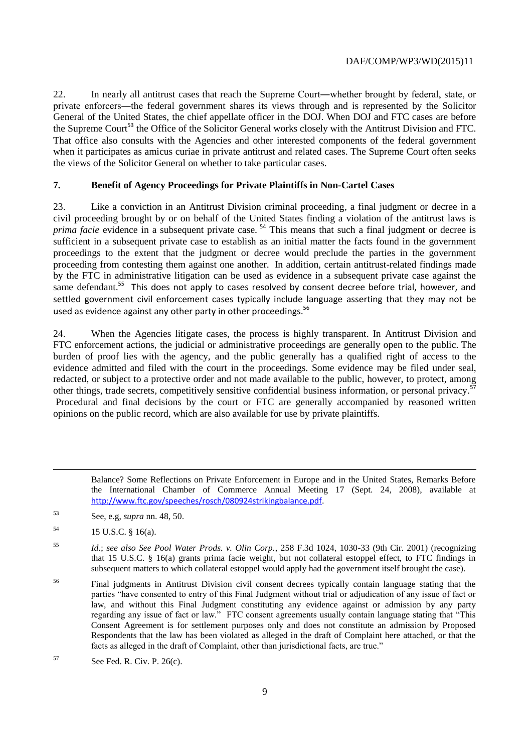22. In nearly all antitrust cases that reach the Supreme Court―whether brought by federal, state, or private enforcers―the federal government shares its views through and is represented by the Solicitor General of the United States, the chief appellate officer in the DOJ. When DOJ and FTC cases are before the Supreme Court[53] the Office of the Solicitor General works closely with the Antitrust Division and FTC. That office also consults with the Agencies and other interested components of the federal government when it participates as amicus curiae in private antitrust and related cases. The Supreme Court often seeks the views of the Solicitor General on whether to take particular cases.

## 7. Benefit of Agency Proceedings for Private Plaintiffs in Non-Cartel Cases

23. Like a conviction in an Antitrust Division criminal proceeding, a final judgment or decree in a civil proceeding brought by or on behalf of the United States finding a violation of the antitrust laws is *prima facie* evidence in a subsequent private case.[54] This means that such a final judgment or decree is sufficient in a subsequent private case to establish as an initial matter the facts found in the government proceedings to the extent that the judgment or decree would preclude the parties in the government proceeding from contesting them against one another. In addition, certain antitrust-related findings made by the FTC in administrative litigation can be used as evidence in a subsequent private case against the same defendant.[55] This does not apply to cases resolved by consent decree before trial, however, and settled government civil enforcement cases typically include language asserting that they may not be used as evidence against any other party in other proceedings.[56]

24. When the Agencies litigate cases, the process is highly transparent. In Antitrust Division and FTC enforcement actions, the judicial or administrative proceedings are generally open to the public. The burden of proof lies with the agency, and the public generally has a qualified right of access to the evidence admitted and filed with the court in the proceedings. Some evidence may be filed under seal, redacted, or subject to a protective order and not made available to the public, however, to protect, among other things, trade secrets, competitively sensitive confidential business information, or personal privacy.[57] Procedural and final decisions by the court or FTC are generally accompanied by reasoned written opinions on the public record, which are also available for use by private plaintiffs.

---

Balance? Some Reflections on Private Enforcement in Europe and in the United States, Remarks Before the International Chamber of Commerce Annual Meeting 17 (Sept. 24, 2008), available at http://www.ftc.gov/speeches/rosch/080924strikingbalance.pdf.

[53] See, e.g, *supra* nn. 48, 50.

[54] 15 U.S.C. § 16(a).

[55] *Id.*; *see also See Pool Water Prods. v. Olin Corp.*, 258 F.3d 1024, 1030-33 (9th Cir. 2001) (recognizing that 15 U.S.C. § 16(a) grants prima facie weight, but not collateral estoppel effect, to FTC findings in subsequent matters to which collateral estoppel would apply had the government itself brought the case).

[56] Final judgments in Antitrust Division civil consent decrees typically contain language stating that the parties "have consented to entry of this Final Judgment without trial or adjudication of any issue of fact or law, and without this Final Judgment constituting any evidence against or admission by any party regarding any issue of fact or law." FTC consent agreements usually contain language stating that "This Consent Agreement is for settlement purposes only and does not constitute an admission by Proposed Respondents that the law has been violated as alleged in the draft of Complaint here attached, or that the facts as alleged in the draft of Complaint, other than jurisdictional facts, are true."

[57] See Fed. R. Civ. P. 26(c).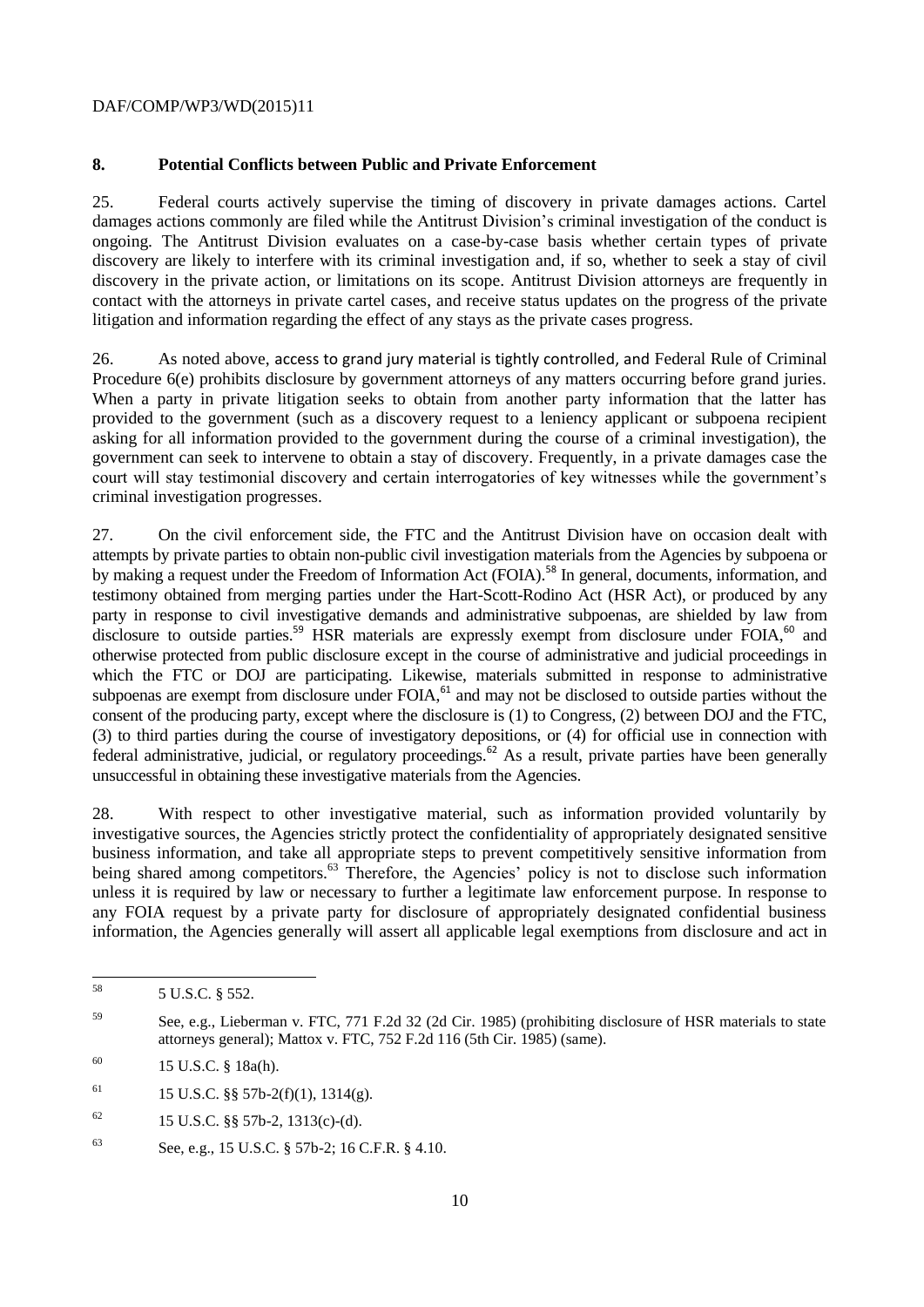## 8. Potential Conflicts between Public and Private Enforcement

25. Federal courts actively supervise the timing of discovery in private damages actions. Cartel damages actions commonly are filed while the Antitrust Division's criminal investigation of the conduct is ongoing. The Antitrust Division evaluates on a case-by-case basis whether certain types of private discovery are likely to interfere with its criminal investigation and, if so, whether to seek a stay of civil discovery in the private action, or limitations on its scope. Antitrust Division attorneys are frequently in contact with the attorneys in private cartel cases, and receive status updates on the progress of the private litigation and information regarding the effect of any stays as the private cases progress.

26. As noted above, access to grand jury material is tightly controlled, and Federal Rule of Criminal Procedure 6(e) prohibits disclosure by government attorneys of any matters occurring before grand juries. When a party in private litigation seeks to obtain from another party information that the latter has provided to the government (such as a discovery request to a leniency applicant or subpoena recipient asking for all information provided to the government during the course of a criminal investigation), the government can seek to intervene to obtain a stay of discovery. Frequently, in a private damages case the court will stay testimonial discovery and certain interrogatories of key witnesses while the government's criminal investigation progresses.

27. On the civil enforcement side, the FTC and the Antitrust Division have on occasion dealt with attempts by private parties to obtain non-public civil investigation materials from the Agencies by subpoena or by making a request under the Freedom of Information Act (FOIA).[58] In general, documents, information, and testimony obtained from merging parties under the Hart-Scott-Rodino Act (HSR Act), or produced by any party in response to civil investigative demands and administrative subpoenas, are shielded by law from disclosure to outside parties.[59] HSR materials are expressly exempt from disclosure under FOIA,[60] and otherwise protected from public disclosure except in the course of administrative and judicial proceedings in which the FTC or DOJ are participating. Likewise, materials submitted in response to administrative subpoenas are exempt from disclosure under FOIA,[61] and may not be disclosed to outside parties without the consent of the producing party, except where the disclosure is (1) to Congress, (2) between DOJ and the FTC, (3) to third parties during the course of investigatory depositions, or (4) for official use in connection with federal administrative, judicial, or regulatory proceedings.[62] As a result, private parties have been generally unsuccessful in obtaining these investigative materials from the Agencies.

28. With respect to other investigative material, such as information provided voluntarily by investigative sources, the Agencies strictly protect the confidentiality of appropriately designated sensitive business information, and take all appropriate steps to prevent competitively sensitive information from being shared among competitors.[63] Therefore, the Agencies' policy is not to disclose such information unless it is required by law or necessary to further a legitimate law enforcement purpose. In response to any FOIA request by a private party for disclosure of appropriately designated confidential business information, the Agencies generally will assert all applicable legal exemptions from disclosure and act in

---

[58] 5 U.S.C. § 552.

[59] See, e.g., Lieberman v. FTC, 771 F.2d 32 (2d Cir. 1985) (prohibiting disclosure of HSR materials to state attorneys general); Mattox v. FTC, 752 F.2d 116 (5th Cir. 1985) (same).

[60] 15 U.S.C. § 18a(h).

[61] 15 U.S.C. §§ 57b-2(f)(1), 1314(g).

[62] 15 U.S.C. §§ 57b-2, 1313(c)-(d).

[63] See, e.g., 15 U.S.C. § 57b-2; 16 C.F.R. § 4.10.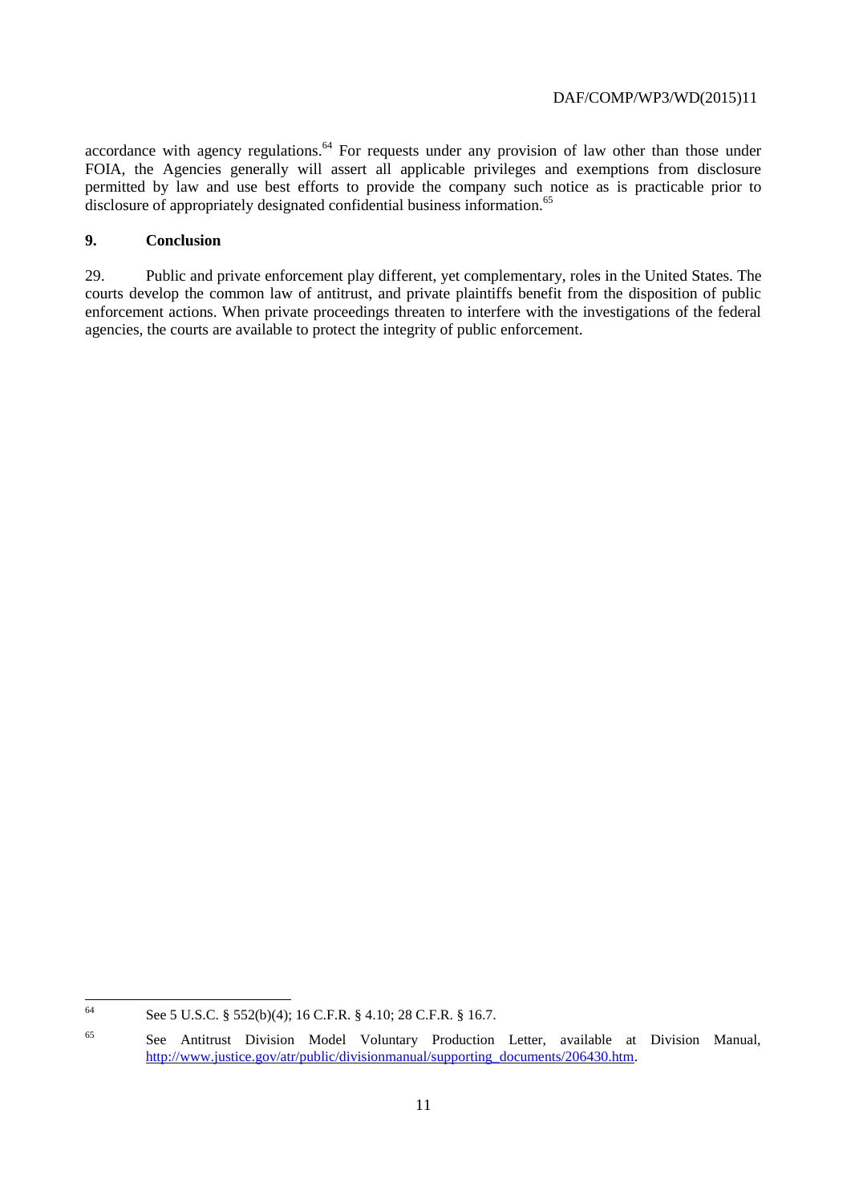accordance with agency regulations.[64] For requests under any provision of law other than those under FOIA, the Agencies generally will assert all applicable privileges and exemptions from disclosure permitted by law and use best efforts to provide the company such notice as is practicable prior to disclosure of appropriately designated confidential business information.[65]

## 9. Conclusion

29. Public and private enforcement play different, yet complementary, roles in the United States. The courts develop the common law of antitrust, and private plaintiffs benefit from the disposition of public enforcement actions. When private proceedings threaten to interfere with the investigations of the federal agencies, the courts are available to protect the integrity of public enforcement.

---

[64] See 5 U.S.C. § 552(b)(4); 16 C.F.R. § 4.10; 28 C.F.R. § 16.7.

[65] See Antitrust Division Model Voluntary Production Letter, available at Division Manual, http://www.justice.gov/atr/public/divisionmanual/supporting_documents/206430.htm.